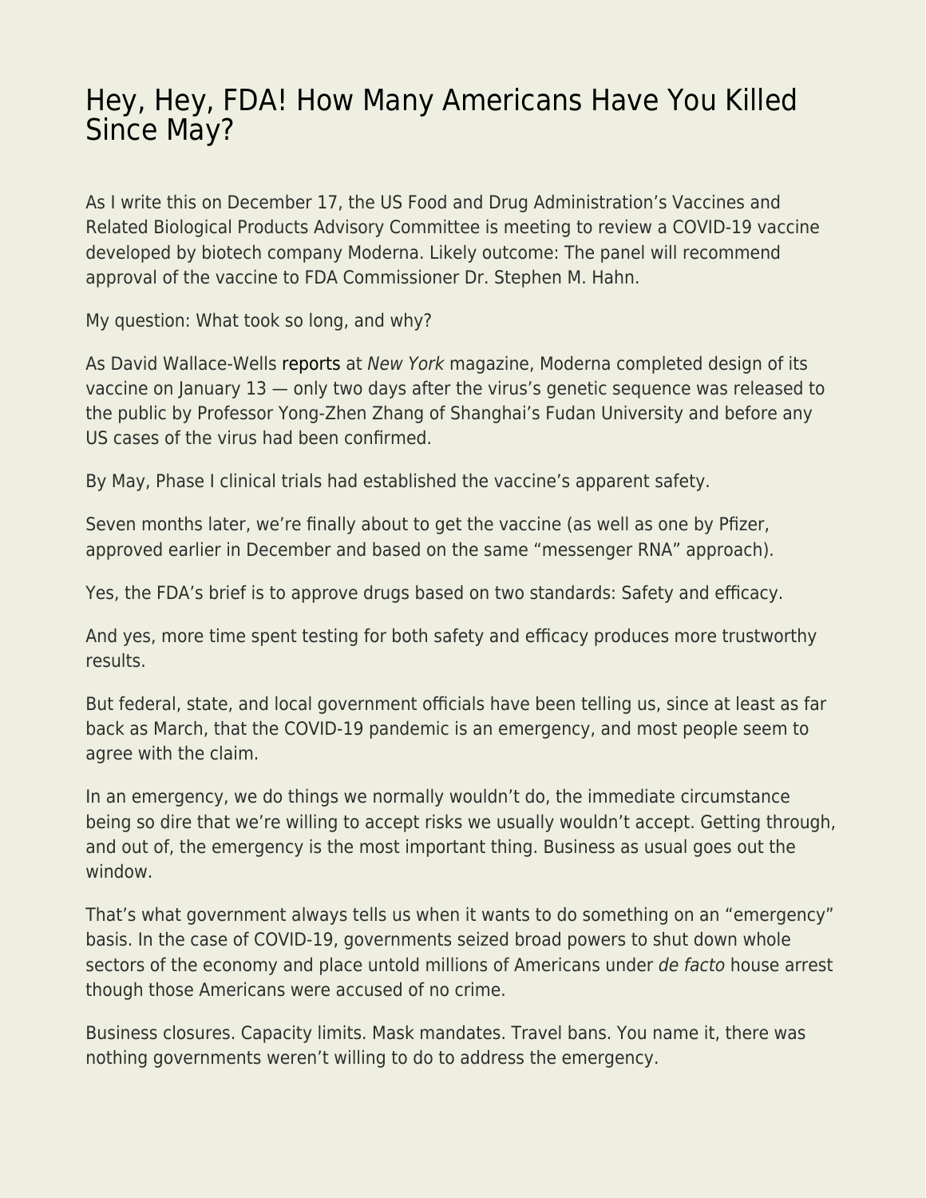# Hey, Hey, FDA! How Many Americans Have You Killed Since May?

As I write this on December 17, the US Food and Drug Administration's Vaccines and Related Biological Products Advisory Committee is meeting to review a COVID-19 vaccine developed by biotech company Moderna. Likely outcome: The panel will recommend approval of the vaccine to FDA Commissioner Dr. Stephen M. Hahn.

My question: What took so long, and why?

As David Wallace-Wells reports at *New York* magazine, Moderna completed design of its vaccine on January 13 — only two days after the virus's genetic sequence was released to the public by Professor Yong-Zhen Zhang of Shanghai's Fudan University and before any US cases of the virus had been confirmed.

By May, Phase I clinical trials had established the vaccine's apparent safety.

Seven months later, we're finally about to get the vaccine (as well as one by Pfizer, approved earlier in December and based on the same "messenger RNA" approach).

Yes, the FDA's brief is to approve drugs based on two standards: Safety and efficacy.

And yes, more time spent testing for both safety and efficacy produces more trustworthy results.

But federal, state, and local government officials have been telling us, since at least as far back as March, that the COVID-19 pandemic is an emergency, and most people seem to agree with the claim.

In an emergency, we do things we normally wouldn't do, the immediate circumstance being so dire that we're willing to accept risks we usually wouldn't accept. Getting through, and out of, the emergency is the most important thing. Business as usual goes out the window.

That's what government always tells us when it wants to do something on an "emergency" basis. In the case of COVID-19, governments seized broad powers to shut down whole sectors of the economy and place untold millions of Americans under *de facto* house arrest though those Americans were accused of no crime.

Business closures. Capacity limits. Mask mandates. Travel bans. You name it, there was nothing governments weren't willing to do to address the emergency.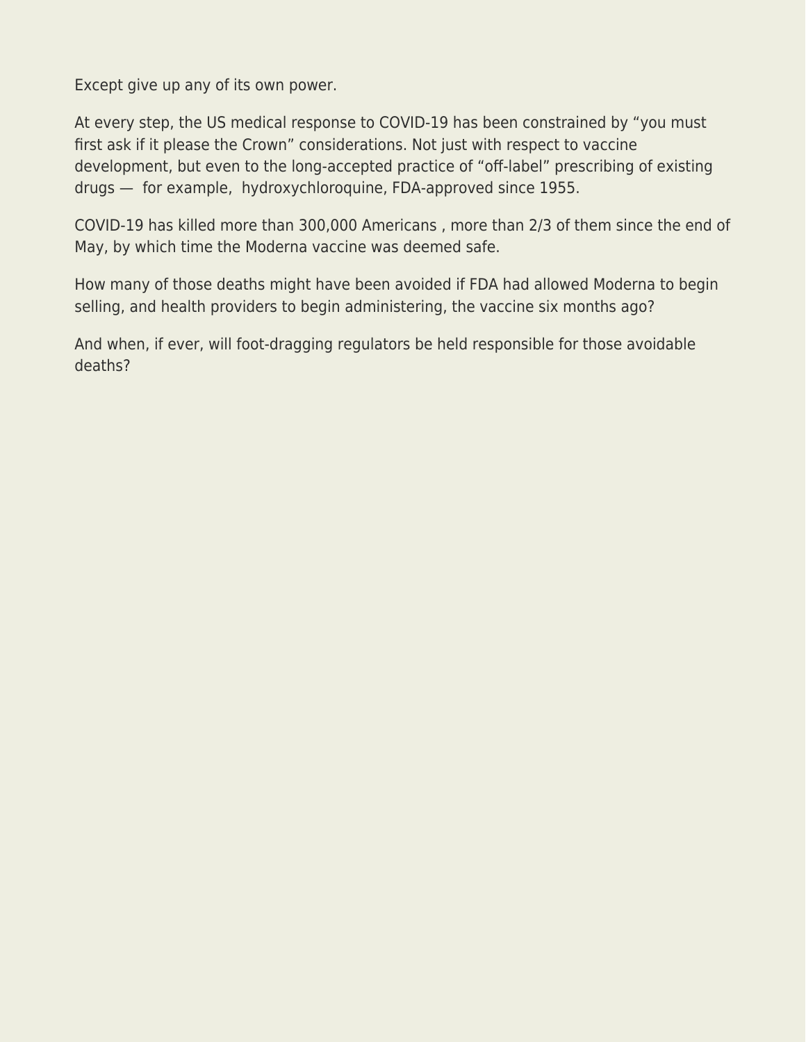Except give up any of its own power.

At every step, the US medical response to COVID-19 has been constrained by “you must first ask if it please the Crown” considerations. Not just with respect to vaccine development, but even to the long-accepted practice of “off-label” prescribing of existing drugs — for example, hydroxychloroquine, FDA-approved since 1955.

COVID-19 has killed more than 300,000 Americans , more than 2/3 of them since the end of May, by which time the Moderna vaccine was deemed safe.

How many of those deaths might have been avoided if FDA had allowed Moderna to begin selling, and health providers to begin administering, the vaccine six months ago?

And when, if ever, will foot-dragging regulators be held responsible for those avoidable deaths?